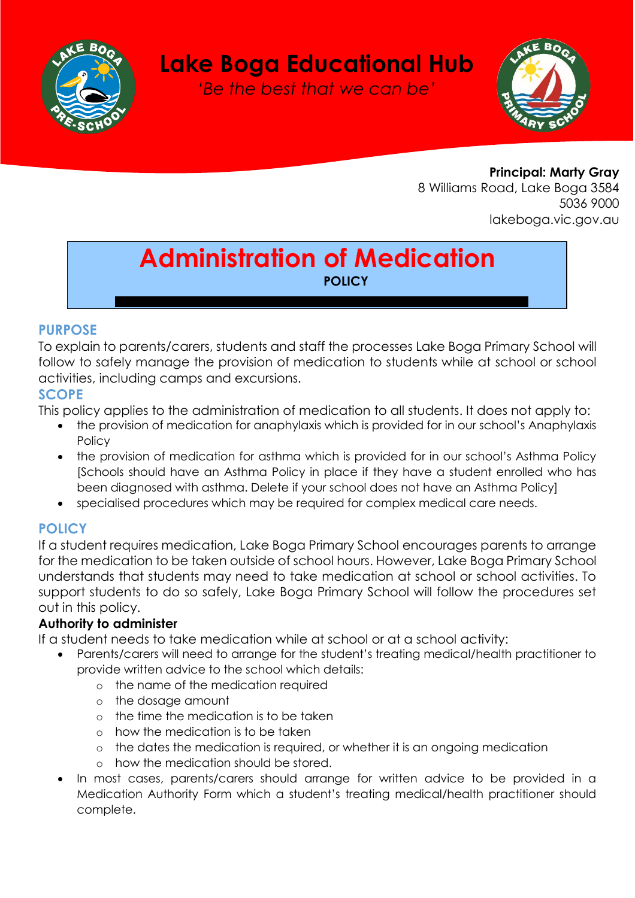# Lake Boga Educational Hub

*'Be the best that we can be'*

**Principal: Marty Gray**
8 Williams Road, Lake Boga 3584
5036 9000
lakeboga.vic.gov.au

# Administration of Medication

**POLICY**

## PURPOSE

To explain to parents/carers, students and staff the processes Lake Boga Primary School will follow to safely manage the provision of medication to students while at school or school activities, including camps and excursions.

## SCOPE

This policy applies to the administration of medication to all students. It does not apply to:

- the provision of medication for anaphylaxis which is provided for in our school's Anaphylaxis Policy
- the provision of medication for asthma which is provided for in our school's Asthma Policy [Schools should have an Asthma Policy in place if they have a student enrolled who has been diagnosed with asthma. Delete if your school does not have an Asthma Policy]
- specialised procedures which may be required for complex medical care needs.

## POLICY

If a student requires medication, Lake Boga Primary School encourages parents to arrange for the medication to be taken outside of school hours. However, Lake Boga Primary School understands that students may need to take medication at school or school activities. To support students to do so safely, Lake Boga Primary School will follow the procedures set out in this policy.

### Authority to administer

If a student needs to take medication while at school or at a school activity:

- Parents/carers will need to arrange for the student's treating medical/health practitioner to provide written advice to the school which details:
  - the name of the medication required
  - the dosage amount
  - the time the medication is to be taken
  - how the medication is to be taken
  - the dates the medication is required, or whether it is an ongoing medication
  - how the medication should be stored.
- In most cases, parents/carers should arrange for written advice to be provided in a Medication Authority Form which a student's treating medical/health practitioner should complete.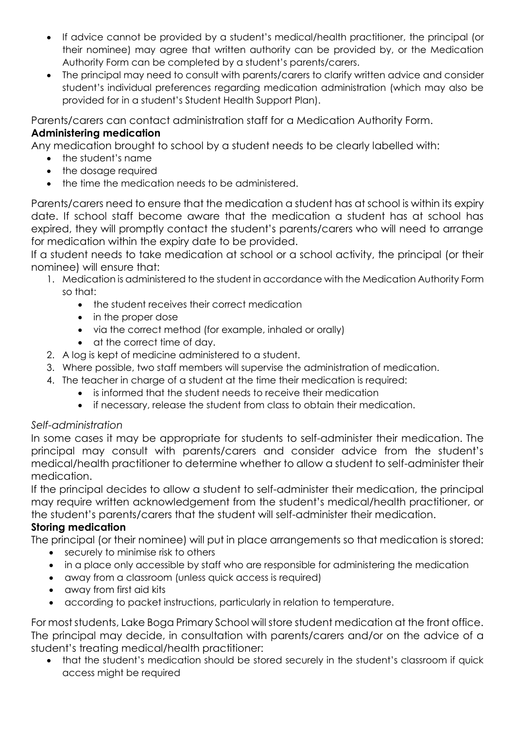- If advice cannot be provided by a student's medical/health practitioner, the principal (or their nominee) may agree that written authority can be provided by, or the Medication Authority Form can be completed by a student's parents/carers.
- The principal may need to consult with parents/carers to clarify written advice and consider student's individual preferences regarding medication administration (which may also be provided for in a student's Student Health Support Plan).

Parents/carers can contact administration staff for a Medication Authority Form.

**Administering medication**

Any medication brought to school by a student needs to be clearly labelled with:

- the student's name
- the dosage required
- the time the medication needs to be administered.

Parents/carers need to ensure that the medication a student has at school is within its expiry date. If school staff become aware that the medication a student has at school has expired, they will promptly contact the student's parents/carers who will need to arrange for medication within the expiry date to be provided.

If a student needs to take medication at school or a school activity, the principal (or their nominee) will ensure that:

1. Medication is administered to the student in accordance with the Medication Authority Form so that:
   - the student receives their correct medication
   - in the proper dose
   - via the correct method (for example, inhaled or orally)
   - at the correct time of day.
2. A log is kept of medicine administered to a student.
3. Where possible, two staff members will supervise the administration of medication.
4. The teacher in charge of a student at the time their medication is required:
   - is informed that the student needs to receive their medication
   - if necessary, release the student from class to obtain their medication.

*Self-administration*

In some cases it may be appropriate for students to self-administer their medication. The principal may consult with parents/carers and consider advice from the student's medical/health practitioner to determine whether to allow a student to self-administer their medication.

If the principal decides to allow a student to self-administer their medication, the principal may require written acknowledgement from the student's medical/health practitioner, or the student's parents/carers that the student will self-administer their medication.

**Storing medication**

The principal (or their nominee) will put in place arrangements so that medication is stored:

- securely to minimise risk to others
- in a place only accessible by staff who are responsible for administering the medication
- away from a classroom (unless quick access is required)
- away from first aid kits
- according to packet instructions, particularly in relation to temperature.

For most students, Lake Boga Primary School will store student medication at the front office. The principal may decide, in consultation with parents/carers and/or on the advice of a student's treating medical/health practitioner:

- that the student's medication should be stored securely in the student's classroom if quick access might be required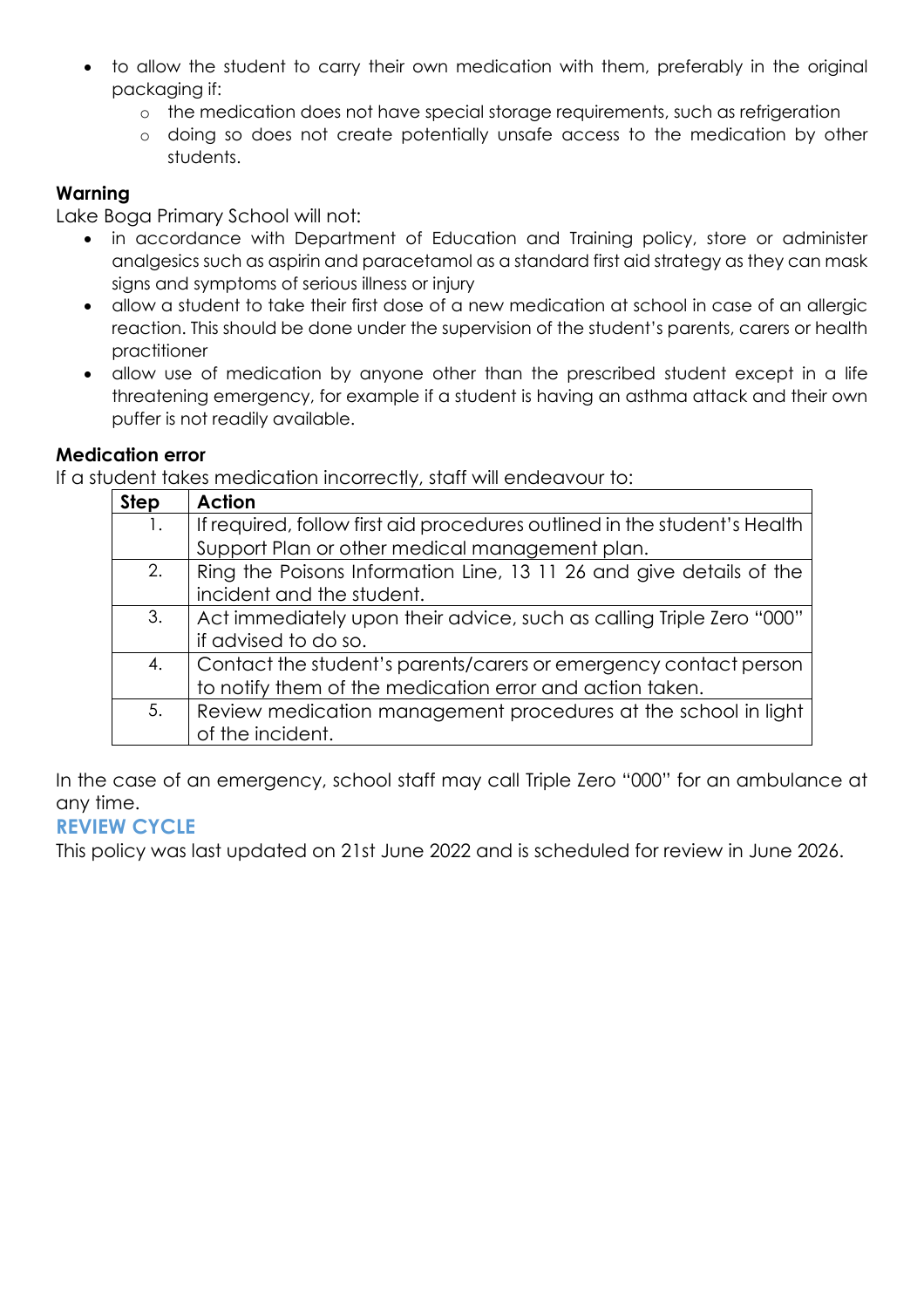- to allow the student to carry their own medication with them, preferably in the original packaging if:
  - the medication does not have special storage requirements, such as refrigeration
  - doing so does not create potentially unsafe access to the medication by other students.

**Warning**

Lake Boga Primary School will not:

- in accordance with Department of Education and Training policy, store or administer analgesics such as aspirin and paracetamol as a standard first aid strategy as they can mask signs and symptoms of serious illness or injury
- allow a student to take their first dose of a new medication at school in case of an allergic reaction. This should be done under the supervision of the student's parents, carers or health practitioner
- allow use of medication by anyone other than the prescribed student except in a life threatening emergency, for example if a student is having an asthma attack and their own puffer is not readily available.

**Medication error**

If a student takes medication incorrectly, staff will endeavour to:

| Step | Action |
|---|---|
| 1. | If required, follow first aid procedures outlined in the student's Health Support Plan or other medical management plan. |
| 2. | Ring the Poisons Information Line, 13 11 26 and give details of the incident and the student. |
| 3. | Act immediately upon their advice, such as calling Triple Zero "000" if advised to do so. |
| 4. | Contact the student's parents/carers or emergency contact person to notify them of the medication error and action taken. |
| 5. | Review medication management procedures at the school in light of the incident. |

In the case of an emergency, school staff may call Triple Zero "000" for an ambulance at any time.

## REVIEW CYCLE

This policy was last updated on 21st June 2022 and is scheduled for review in June 2026.